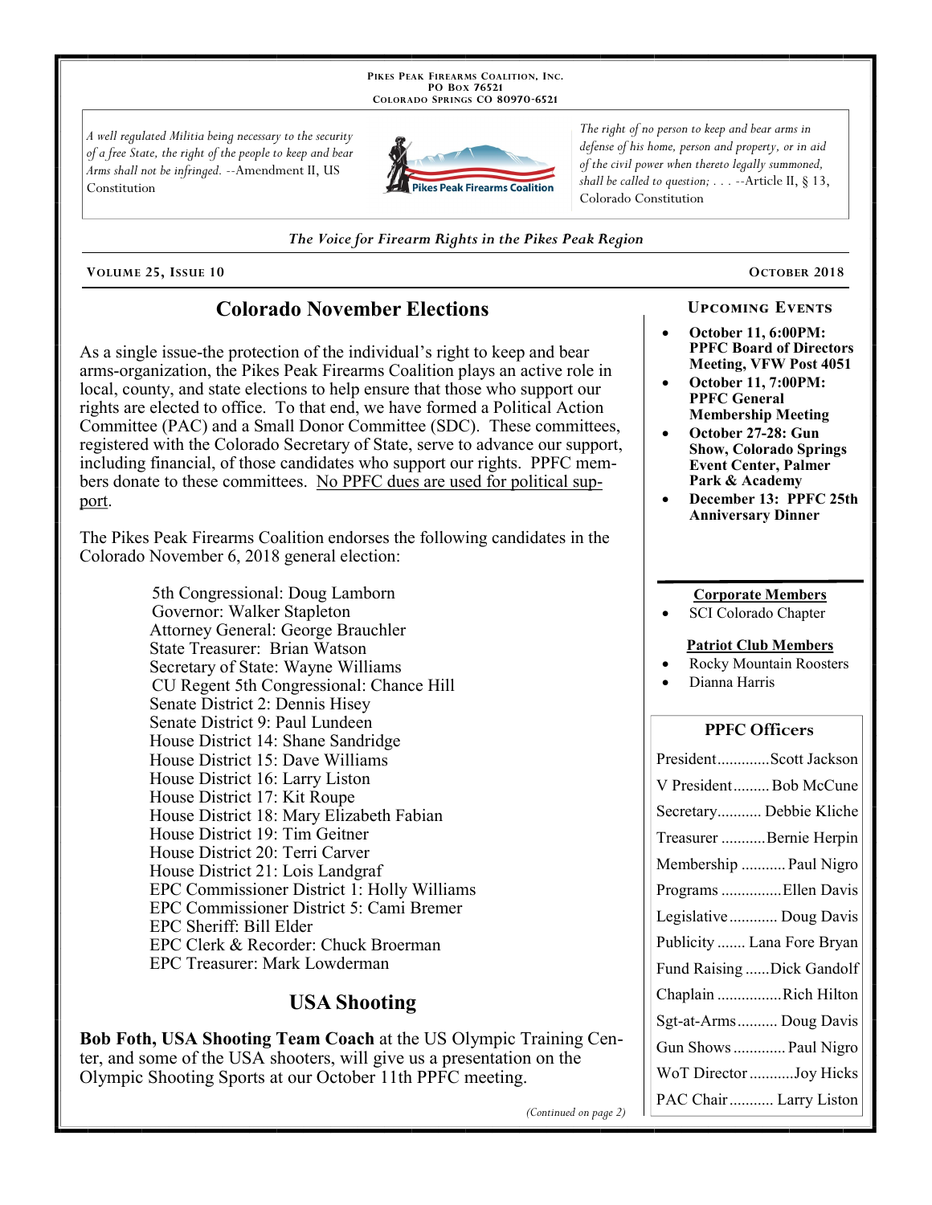**Pikes Peak Firearms Coalition, Inc.**
**PO Box 76521**
**Colorado Springs CO 80970-6521**

*A well regulated Militia being necessary to the security of a free State, the right of the people to keep and bear Arms shall not be infringed.* --Amendment II, US Constitution

*The right of no person to keep and bear arms in defense of his home, person and property, or in aid of the civil power when thereto legally summoned, shall be called to question; . . .* --Article II, § 13, Colorado Constitution

*The Voice for Firearm Rights in the Pikes Peak Region*

**Volume 25, Issue 10** — **October 2018**

## Colorado November Elections

As a single issue-the protection of the individual's right to keep and bear arms-organization, the Pikes Peak Firearms Coalition plays an active role in local, county, and state elections to help ensure that those who support our rights are elected to office. To that end, we have formed a Political Action Committee (PAC) and a Small Donor Committee (SDC). These committees, registered with the Colorado Secretary of State, serve to advance our support, including financial, of those candidates who support our rights. PPFC members donate to these committees. No PPFC dues are used for political support.

The Pikes Peak Firearms Coalition endorses the following candidates in the Colorado November 6, 2018 general election:

5th Congressional: Doug Lamborn
Governor: Walker Stapleton
Attorney General: George Brauchler
State Treasurer: Brian Watson
Secretary of State: Wayne Williams
CU Regent 5th Congressional: Chance Hill
Senate District 2: Dennis Hisey
Senate District 9: Paul Lundeen
House District 14: Shane Sandridge
House District 15: Dave Williams
House District 16: Larry Liston
House District 17: Kit Roupe
House District 18: Mary Elizabeth Fabian
House District 19: Tim Geitner
House District 20: Terri Carver
House District 21: Lois Landgraf
EPC Commissioner District 1: Holly Williams
EPC Commissioner District 5: Cami Bremer
EPC Sheriff: Bill Elder
EPC Clerk & Recorder: Chuck Broerman
EPC Treasurer: Mark Lowderman

## USA Shooting

**Bob Foth, USA Shooting Team Coach** at the US Olympic Training Center, and some of the USA shooters, will give us a presentation on the Olympic Shooting Sports at our October 11th PPFC meeting.

*(Continued on page 2)*

### Upcoming Events

- **October 11, 6:00PM: PPFC Board of Directors Meeting, VFW Post 4051**
- **October 11, 7:00PM: PPFC General Membership Meeting**
- **October 27-28: Gun Show, Colorado Springs Event Center, Palmer Park & Academy**
- **December 13: PPFC 25th Anniversary Dinner**

**Corporate Members**

- SCI Colorado Chapter

**Patriot Club Members**

- Rocky Mountain Roosters
- Dianna Harris

### PPFC Officers

| Office | Name |
|---|---|
| President | Scott Jackson |
| V President | Bob McCune |
| Secretary | Debbie Kliche |
| Treasurer | Bernie Herpin |
| Membership | Paul Nigro |
| Programs | Ellen Davis |
| Legislative | Doug Davis |
| Publicity | Lana Fore Bryan |
| Fund Raising | Dick Gandolf |
| Chaplain | Rich Hilton |
| Sgt-at-Arms | Doug Davis |
| Gun Shows | Paul Nigro |
| WoT Director | Joy Hicks |
| PAC Chair | Larry Liston |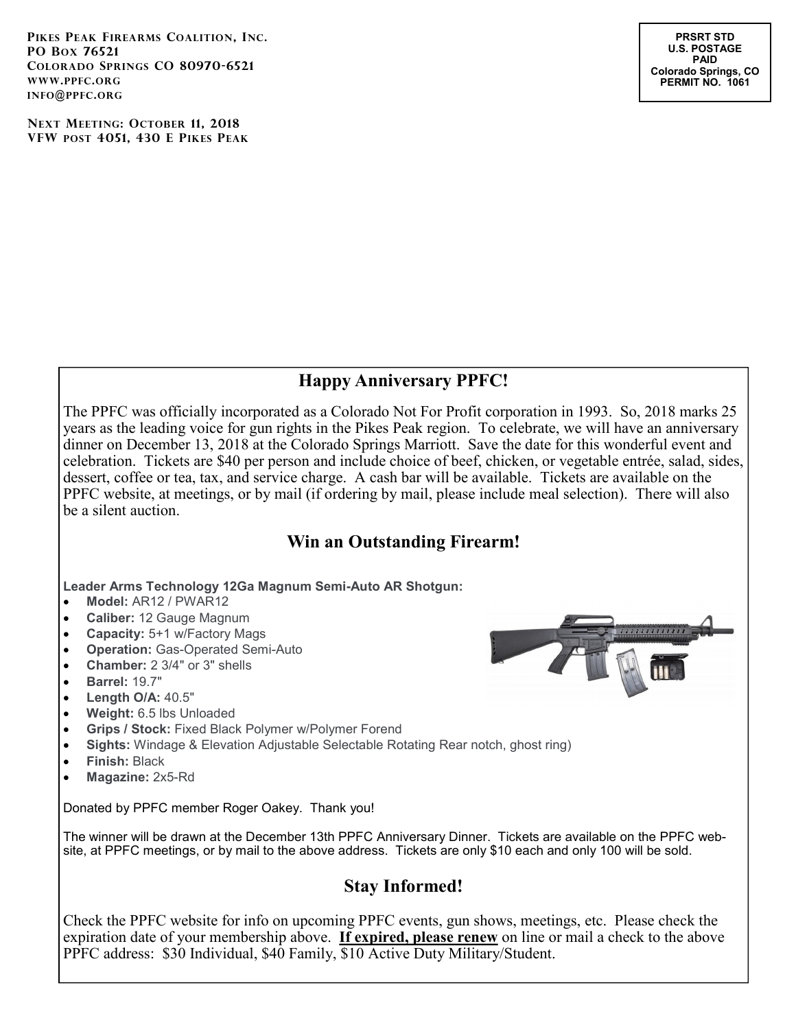**Pikes Peak Firearms Coalition, Inc.**
**PO Box 76521**
**Colorado Springs CO 80970-6521**
**www.ppfc.org**
**info@ppfc.org**

PRSRT STD
U.S. POSTAGE
PAID
Colorado Springs, CO
PERMIT NO. 1061

**Next Meeting: October 11, 2018**
**VFW post 4051, 430 E Pikes Peak**

## Happy Anniversary PPFC!

The PPFC was officially incorporated as a Colorado Not For Profit corporation in 1993. So, 2018 marks 25 years as the leading voice for gun rights in the Pikes Peak region. To celebrate, we will have an anniversary dinner on December 13, 2018 at the Colorado Springs Marriott. Save the date for this wonderful event and celebration. Tickets are $40 per person and include choice of beef, chicken, or vegetable entrée, salad, sides, dessert, coffee or tea, tax, and service charge. A cash bar will be available. Tickets are available on the PPFC website, at meetings, or by mail (if ordering by mail, please include meal selection). There will also be a silent auction.

## Win an Outstanding Firearm!

**Leader Arms Technology 12Ga Magnum Semi-Auto AR Shotgun:**

- **Model:** AR12 / PWAR12
- **Caliber:** 12 Gauge Magnum
- **Capacity:** 5+1 w/Factory Mags
- **Operation:** Gas-Operated Semi-Auto
- **Chamber:** 2 3/4" or 3" shells
- **Barrel:** 19.7"
- **Length O/A:** 40.5"
- **Weight:** 6.5 lbs Unloaded
- **Grips / Stock:** Fixed Black Polymer w/Polymer Forend
- **Sights:** Windage & Elevation Adjustable Selectable Rotating Rear notch, ghost ring)
- **Finish:** Black
- **Magazine:** 2x5-Rd

Donated by PPFC member Roger Oakey. Thank you!

The winner will be drawn at the December 13th PPFC Anniversary Dinner. Tickets are available on the PPFC web-site, at PPFC meetings, or by mail to the above address. Tickets are only $10 each and only 100 will be sold.

## Stay Informed!

Check the PPFC website for info on upcoming PPFC events, gun shows, meetings, etc. Please check the expiration date of your membership above. **If expired, please renew** on line or mail a check to the above PPFC address: $30 Individual, $40 Family, $10 Active Duty Military/Student.